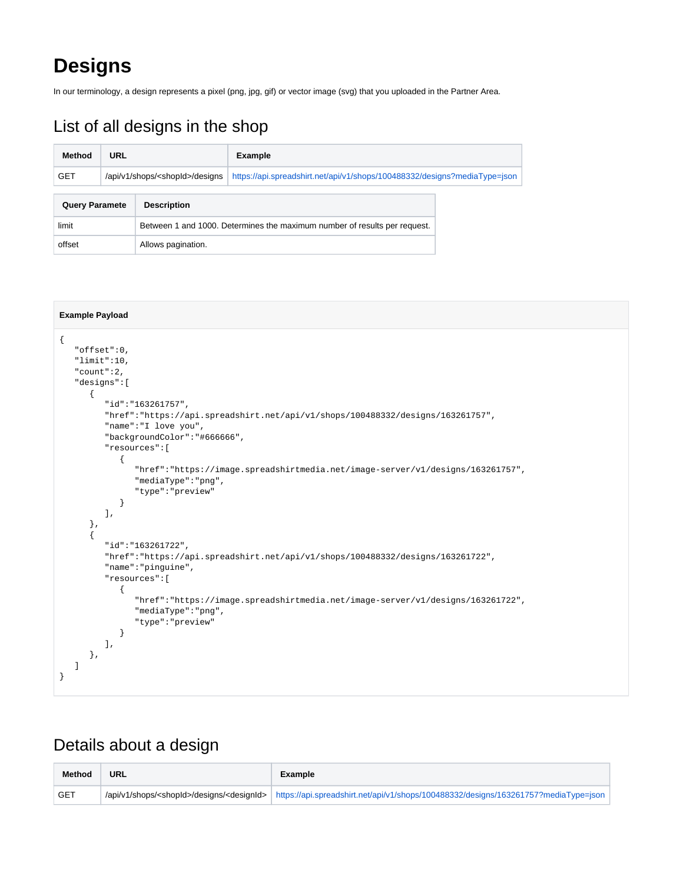# Designs

In our terminology, a design represents a pixel (png, jpg, gif) or vector image (svg) that you uploaded in the Partner Area.

## List of all designs in the shop

| Method | URL | Example |
| --- | --- | --- |
| GET | /api/v1/shops/<shopId>/designs | https://api.spreadshirt.net/api/v1/shops/100488332/designs?mediaType=json |

| Query Paramete | Description |
| --- | --- |
| limit | Between 1 and 1000. Determines the maximum number of results per request. |
| offset | Allows pagination. |

**Example Payload**

```
{
   "offset":0,
   "limit":10,
   "count":2,
   "designs":[
      {
         "id":"163261757",
         "href":"https://api.spreadshirt.net/api/v1/shops/100488332/designs/163261757",
         "name":"I love you",
         "backgroundColor":"#666666",
         "resources":[
            {
               "href":"https://image.spreadshirtmedia.net/image-server/v1/designs/163261757",
               "mediaType":"png",
               "type":"preview"
            }
         ],
      },
      {
         "id":"163261722",
         "href":"https://api.spreadshirt.net/api/v1/shops/100488332/designs/163261722",
         "name":"pinguine",
         "resources":[
            {
               "href":"https://image.spreadshirtmedia.net/image-server/v1/designs/163261722",
               "mediaType":"png",
               "type":"preview"
            }
         ],
      },
   ]
}
```

## Details about a design

| Method | URL | Example |
| --- | --- | --- |
| GET | /api/v1/shops/<shopId>/designs/<designId> | https://api.spreadshirt.net/api/v1/shops/100488332/designs/163261757?mediaType=json |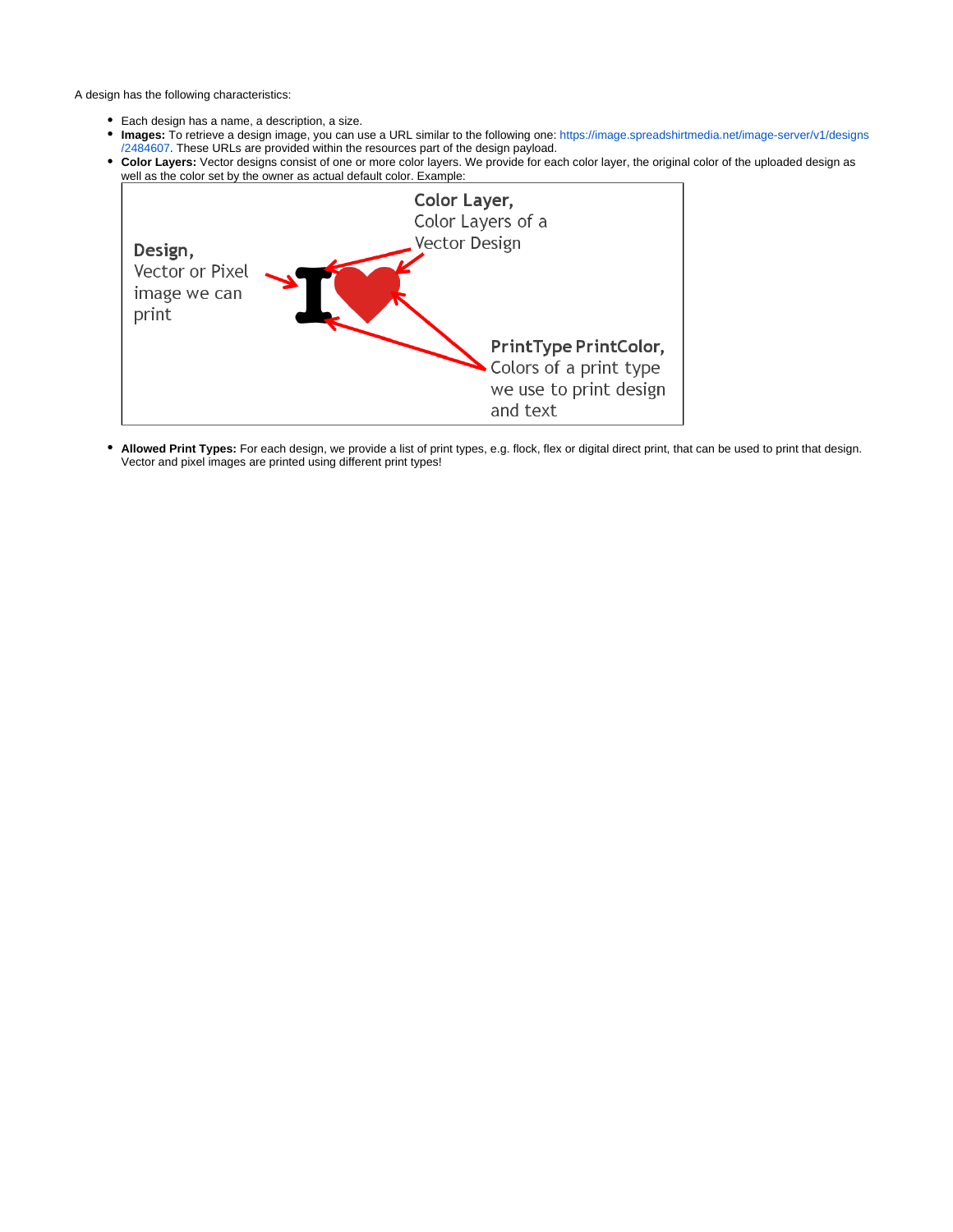A design has the following characteristics:

- Each design has a name, a description, a size.
- **Images:** To retrieve a design image, you can use a URL similar to the following one: https://image.spreadshirtmedia.net/image-server/v1/designs/2484607. These URLs are provided within the resources part of the design payload.
- **Color Layers:** Vector designs consist of one or more color layers. We provide for each color layer, the original color of the uploaded design as well as the color set by the owner as actual default color. Example:

  **Design,** Vector or Pixel image we can print

  **Color Layer,** Color Layers of a Vector Design

  **PrintType PrintColor,** Colors of a print type we use to print design and text

- **Allowed Print Types:** For each design, we provide a list of print types, e.g. flock, flex or digital direct print, that can be used to print that design. Vector and pixel images are printed using different print types!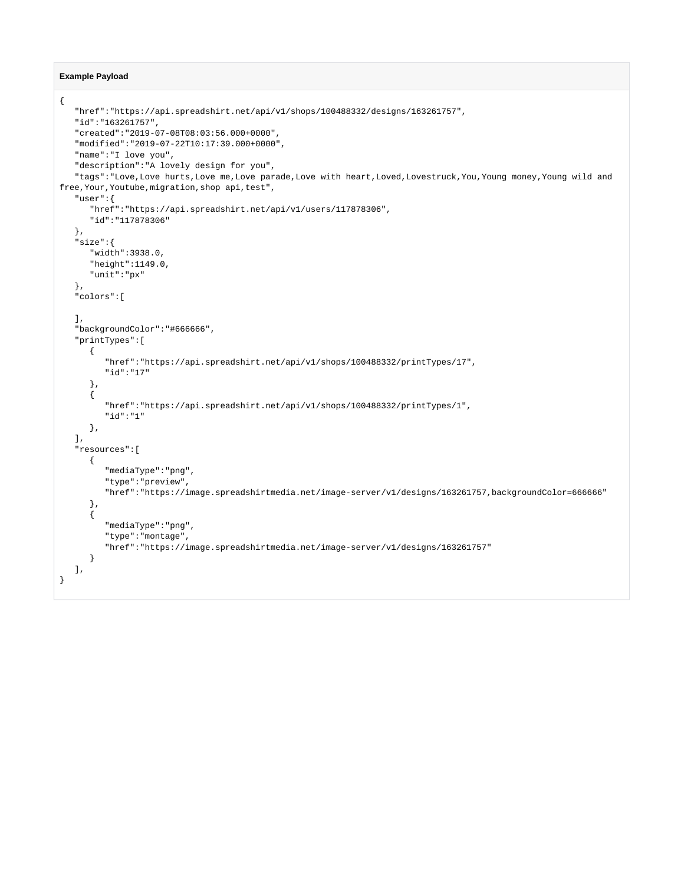**Example Payload**

```
{
   "href":"https://api.spreadshirt.net/api/v1/shops/100488332/designs/163261757",
   "id":"163261757",
   "created":"2019-07-08T08:03:56.000+0000",
   "modified":"2019-07-22T10:17:39.000+0000",
   "name":"I love you",
   "description":"A lovely design for you",
   "tags":"Love,Love hurts,Love me,Love parade,Love with heart,Loved,Lovestruck,You,Young money,Young wild and free,Your,Youtube,migration,shop api,test",
   "user":{
      "href":"https://api.spreadshirt.net/api/v1/users/117878306",
      "id":"117878306"
   },
   "size":{
      "width":3938.0,
      "height":1149.0,
      "unit":"px"
   },
   "colors":[

   ],
   "backgroundColor":"#666666",
   "printTypes":[
      {
         "href":"https://api.spreadshirt.net/api/v1/shops/100488332/printTypes/17",
         "id":"17"
      },
      {
         "href":"https://api.spreadshirt.net/api/v1/shops/100488332/printTypes/1",
         "id":"1"
      },
   ],
   "resources":[
      {
         "mediaType":"png",
         "type":"preview",
         "href":"https://image.spreadshirtmedia.net/image-server/v1/designs/163261757,backgroundColor=666666"
      },
      {
         "mediaType":"png",
         "type":"montage",
         "href":"https://image.spreadshirtmedia.net/image-server/v1/designs/163261757"
      }
   ],
}
```